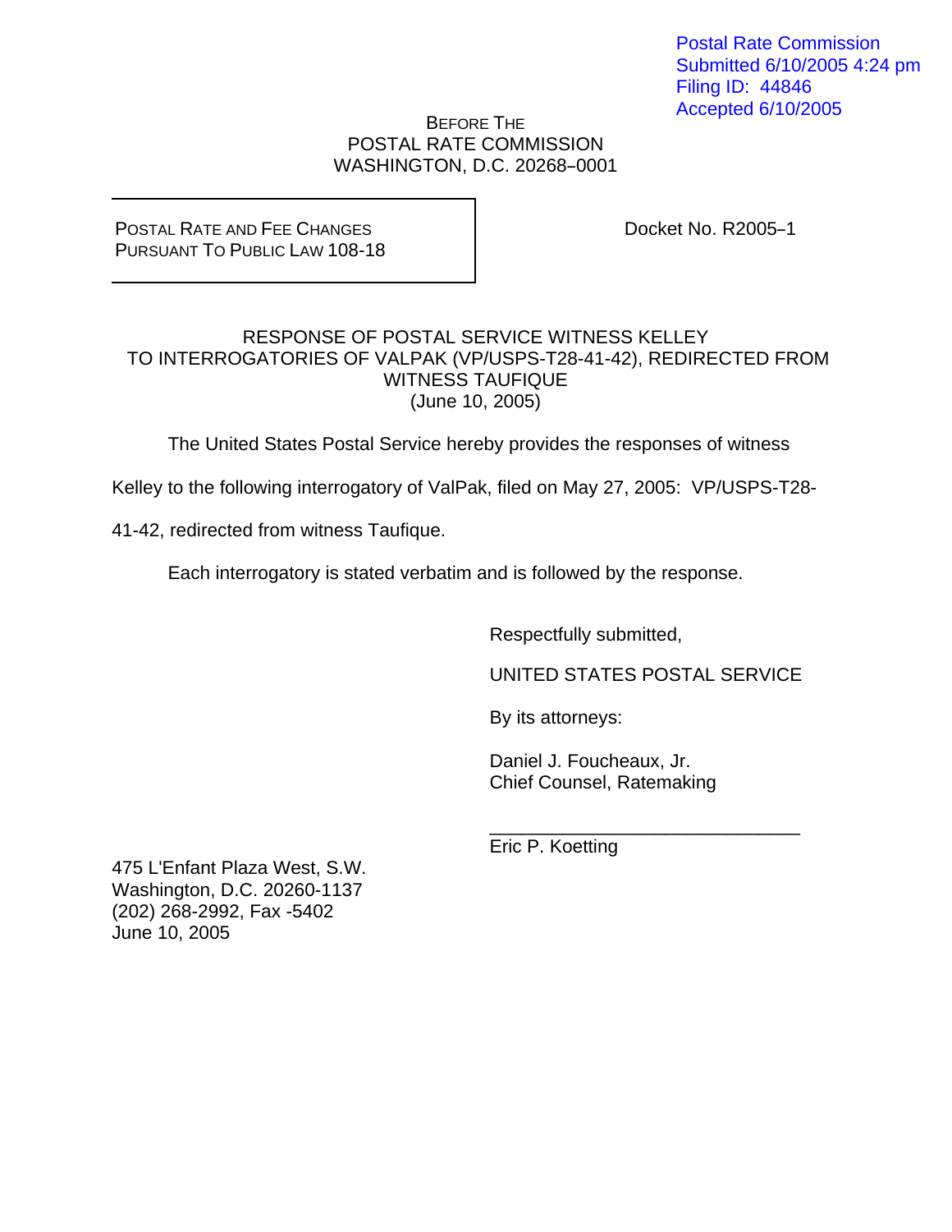Postal Rate Commission
Submitted 6/10/2005 4:24 pm
Filing ID: 44846
Accepted 6/10/2005

BEFORE THE
POSTAL RATE COMMISSION
WASHINGTON, D.C. 20268–0001

POSTAL RATE AND FEE CHANGES
PURSUANT TO PUBLIC LAW 108-18

Docket No. R2005–1

RESPONSE OF POSTAL SERVICE WITNESS KELLEY
TO INTERROGATORIES OF VALPAK (VP/USPS-T28-41-42), REDIRECTED FROM
WITNESS TAUFIQUE
(June 10, 2005)

The United States Postal Service hereby provides the responses of witness Kelley to the following interrogatory of ValPak, filed on May 27, 2005: VP/USPS-T28-41-42, redirected from witness Taufique.

Each interrogatory is stated verbatim and is followed by the response.

Respectfully submitted,

UNITED STATES POSTAL SERVICE

By its attorneys:

Daniel J. Foucheaux, Jr.
Chief Counsel, Ratemaking

\_\_\_\_\_\_\_\_\_\_\_\_\_\_\_\_\_\_\_\_\_\_\_\_\_\_\_\_\_\_
Eric P. Koetting

475 L'Enfant Plaza West, S.W.
Washington, D.C. 20260-1137
(202) 268-2992, Fax -5402
June 10, 2005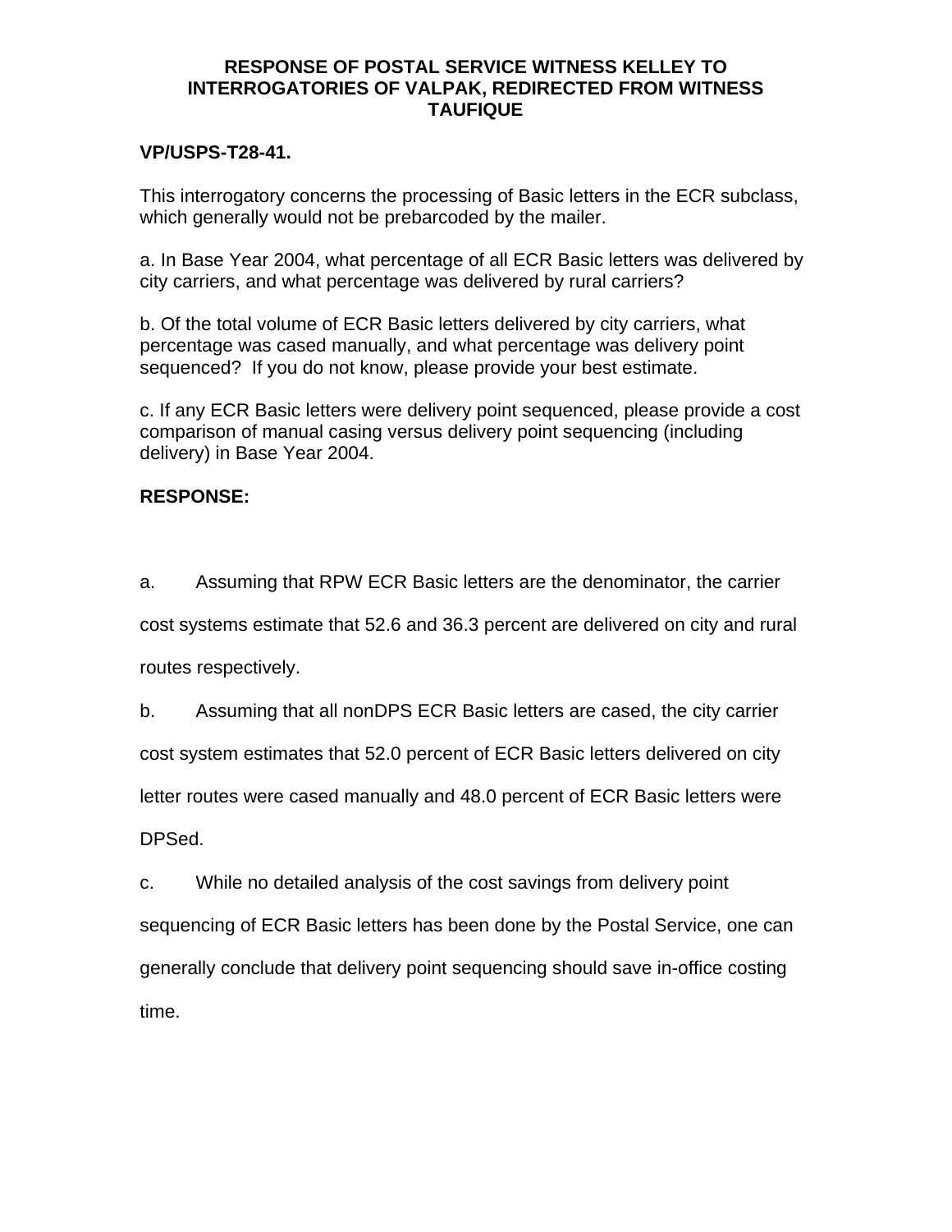**RESPONSE OF POSTAL SERVICE WITNESS KELLEY TO INTERROGATORIES OF VALPAK, REDIRECTED FROM WITNESS TAUFIQUE**

**VP/USPS-T28-41.**

This interrogatory concerns the processing of Basic letters in the ECR subclass, which generally would not be prebarcoded by the mailer.

a. In Base Year 2004, what percentage of all ECR Basic letters was delivered by city carriers, and what percentage was delivered by rural carriers?

b. Of the total volume of ECR Basic letters delivered by city carriers, what percentage was cased manually, and what percentage was delivery point sequenced? If you do not know, please provide your best estimate.

c. If any ECR Basic letters were delivery point sequenced, please provide a cost comparison of manual casing versus delivery point sequencing (including delivery) in Base Year 2004.

**RESPONSE:**

a. Assuming that RPW ECR Basic letters are the denominator, the carrier cost systems estimate that 52.6 and 36.3 percent are delivered on city and rural routes respectively.

b. Assuming that all nonDPS ECR Basic letters are cased, the city carrier cost system estimates that 52.0 percent of ECR Basic letters delivered on city letter routes were cased manually and 48.0 percent of ECR Basic letters were DPSed.

c. While no detailed analysis of the cost savings from delivery point sequencing of ECR Basic letters has been done by the Postal Service, one can generally conclude that delivery point sequencing should save in-office costing time.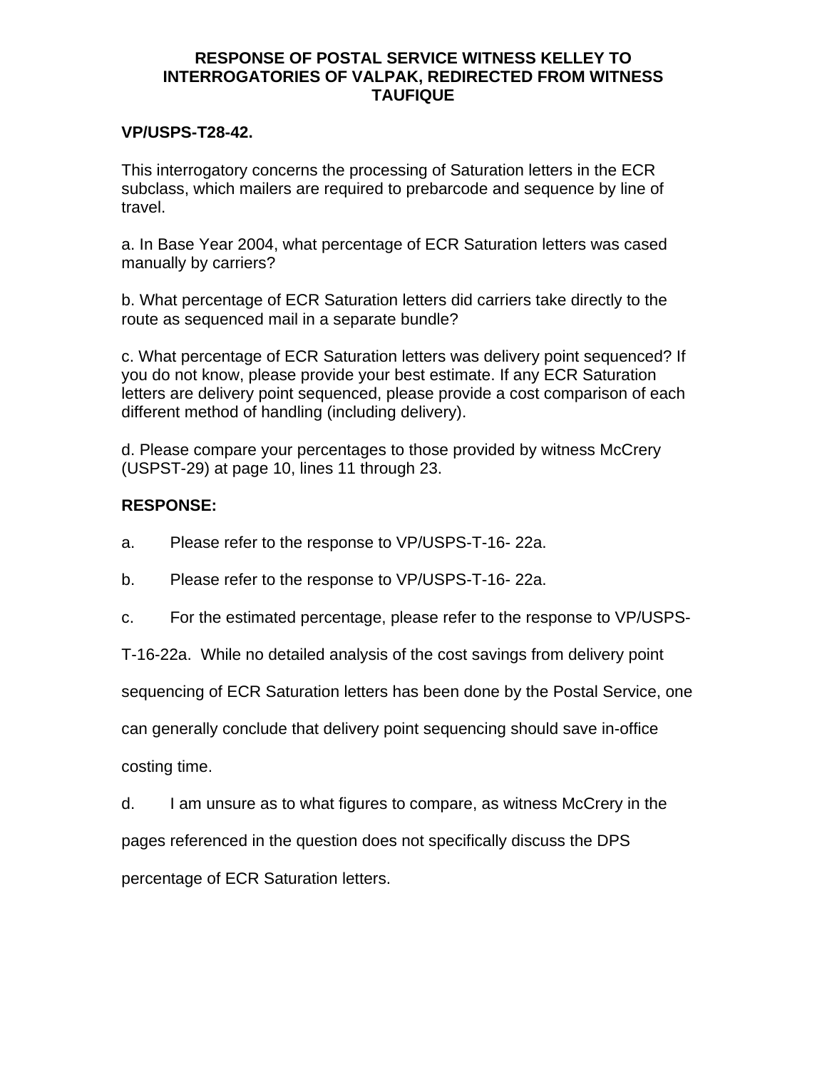## RESPONSE OF POSTAL SERVICE WITNESS KELLEY TO INTERROGATORIES OF VALPAK, REDIRECTED FROM WITNESS TAUFIQUE

**VP/USPS-T28-42.**

This interrogatory concerns the processing of Saturation letters in the ECR subclass, which mailers are required to prebarcode and sequence by line of travel.

a. In Base Year 2004, what percentage of ECR Saturation letters was cased manually by carriers?

b. What percentage of ECR Saturation letters did carriers take directly to the route as sequenced mail in a separate bundle?

c. What percentage of ECR Saturation letters was delivery point sequenced? If you do not know, please provide your best estimate. If any ECR Saturation letters are delivery point sequenced, please provide a cost comparison of each different method of handling (including delivery).

d. Please compare your percentages to those provided by witness McCrery (USPST-29) at page 10, lines 11 through 23.

**RESPONSE:**

a. Please refer to the response to VP/USPS-T-16- 22a.

b. Please refer to the response to VP/USPS-T-16- 22a.

c. For the estimated percentage, please refer to the response to VP/USPS-T-16-22a. While no detailed analysis of the cost savings from delivery point sequencing of ECR Saturation letters has been done by the Postal Service, one can generally conclude that delivery point sequencing should save in-office costing time.

d. I am unsure as to what figures to compare, as witness McCrery in the pages referenced in the question does not specifically discuss the DPS percentage of ECR Saturation letters.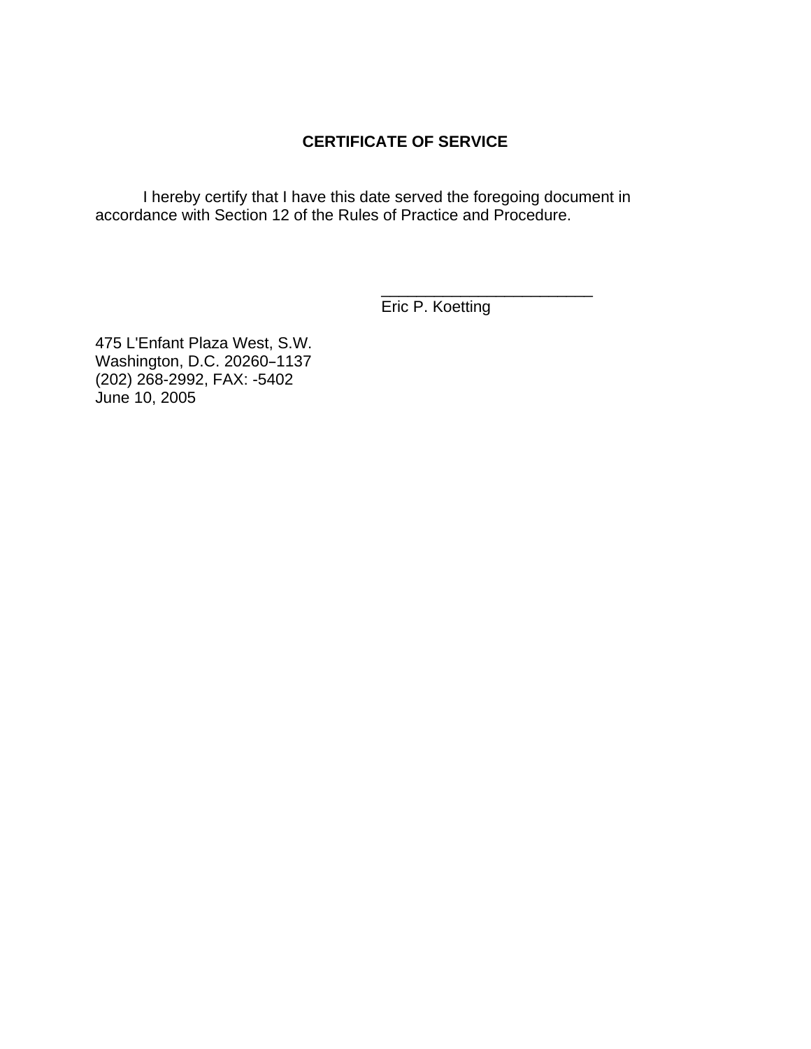**CERTIFICATE OF SERVICE**

I hereby certify that I have this date served the foregoing document in accordance with Section 12 of the Rules of Practice and Procedure.

\_\_\_\_\_\_\_\_\_\_\_\_\_\_\_\_\_\_\_\_\_\_\_\_\_
Eric P. Koetting

475 L'Enfant Plaza West, S.W.
Washington, D.C. 20260–1137
(202) 268-2992, FAX: -5402
June 10, 2005